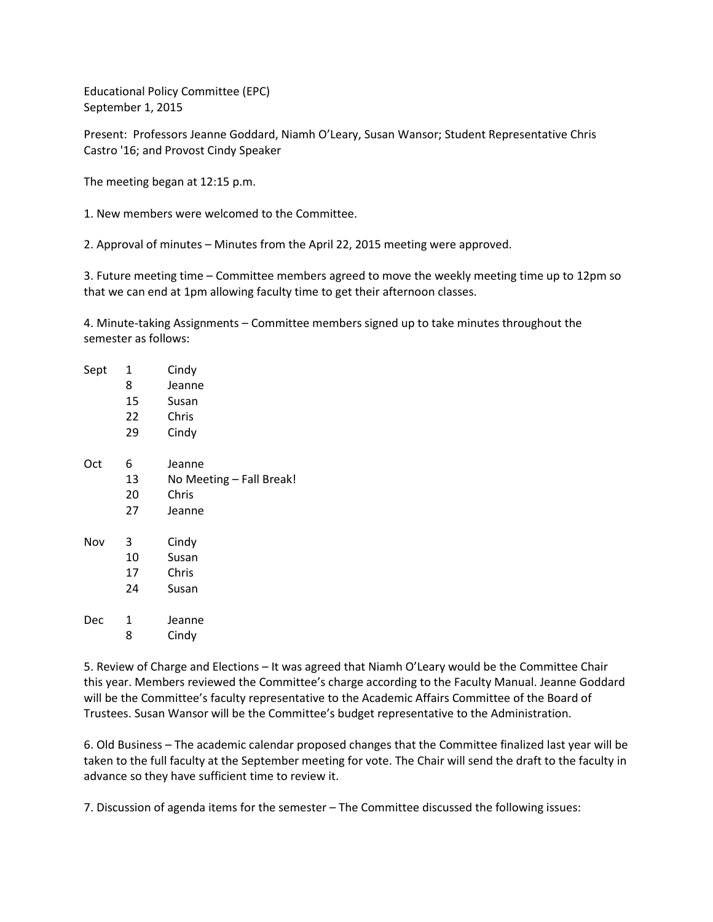Educational Policy Committee (EPC)
September 1, 2015

Present: Professors Jeanne Goddard, Niamh O'Leary, Susan Wansor; Student Representative Chris Castro '16; and Provost Cindy Speaker

The meeting began at 12:15 p.m.

1. New members were welcomed to the Committee.

2. Approval of minutes – Minutes from the April 22, 2015 meeting were approved.

3. Future meeting time – Committee members agreed to move the weekly meeting time up to 12pm so that we can end at 1pm allowing faculty time to get their afternoon classes.

4. Minute-taking Assignments – Committee members signed up to take minutes throughout the semester as follows:

| | | |
|---|---|---|
| Sept | 1 | Cindy |
| | 8 | Jeanne |
| | 15 | Susan |
| | 22 | Chris |
| | 29 | Cindy |
| Oct | 6 | Jeanne |
| | 13 | No Meeting – Fall Break! |
| | 20 | Chris |
| | 27 | Jeanne |
| Nov | 3 | Cindy |
| | 10 | Susan |
| | 17 | Chris |
| | 24 | Susan |
| Dec | 1 | Jeanne |
| | 8 | Cindy |

5. Review of Charge and Elections – It was agreed that Niamh O'Leary would be the Committee Chair this year. Members reviewed the Committee's charge according to the Faculty Manual. Jeanne Goddard will be the Committee's faculty representative to the Academic Affairs Committee of the Board of Trustees. Susan Wansor will be the Committee's budget representative to the Administration.

6. Old Business – The academic calendar proposed changes that the Committee finalized last year will be taken to the full faculty at the September meeting for vote. The Chair will send the draft to the faculty in advance so they have sufficient time to review it.

7. Discussion of agenda items for the semester – The Committee discussed the following issues: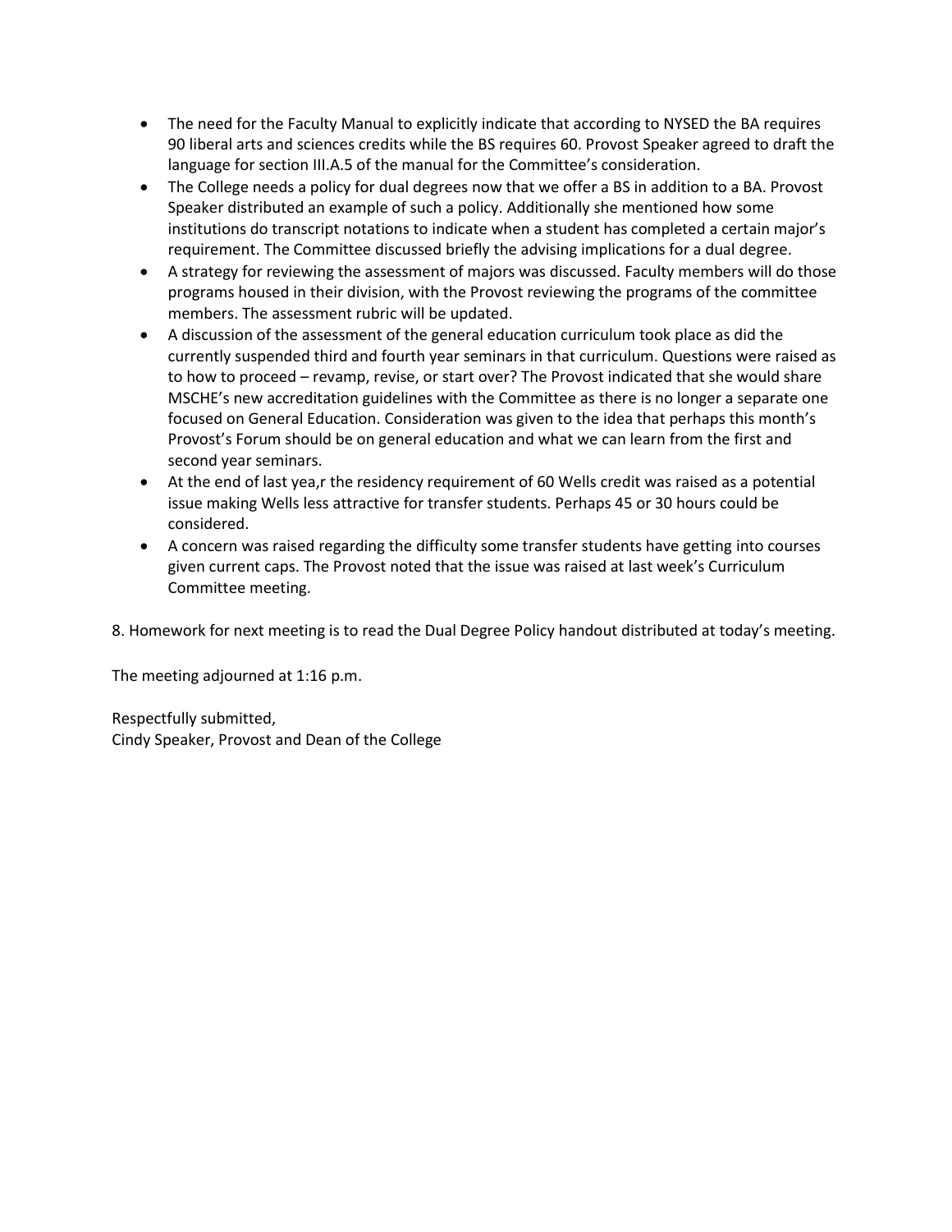- The need for the Faculty Manual to explicitly indicate that according to NYSED the BA requires 90 liberal arts and sciences credits while the BS requires 60. Provost Speaker agreed to draft the language for section III.A.5 of the manual for the Committee's consideration.
- The College needs a policy for dual degrees now that we offer a BS in addition to a BA. Provost Speaker distributed an example of such a policy. Additionally she mentioned how some institutions do transcript notations to indicate when a student has completed a certain major's requirement. The Committee discussed briefly the advising implications for a dual degree.
- A strategy for reviewing the assessment of majors was discussed. Faculty members will do those programs housed in their division, with the Provost reviewing the programs of the committee members. The assessment rubric will be updated.
- A discussion of the assessment of the general education curriculum took place as did the currently suspended third and fourth year seminars in that curriculum. Questions were raised as to how to proceed – revamp, revise, or start over? The Provost indicated that she would share MSCHE's new accreditation guidelines with the Committee as there is no longer a separate one focused on General Education. Consideration was given to the idea that perhaps this month's Provost's Forum should be on general education and what we can learn from the first and second year seminars.
- At the end of last yea,r the residency requirement of 60 Wells credit was raised as a potential issue making Wells less attractive for transfer students. Perhaps 45 or 30 hours could be considered.
- A concern was raised regarding the difficulty some transfer students have getting into courses given current caps. The Provost noted that the issue was raised at last week's Curriculum Committee meeting.

8. Homework for next meeting is to read the Dual Degree Policy handout distributed at today's meeting.

The meeting adjourned at 1:16 p.m.

Respectfully submitted,
Cindy Speaker, Provost and Dean of the College